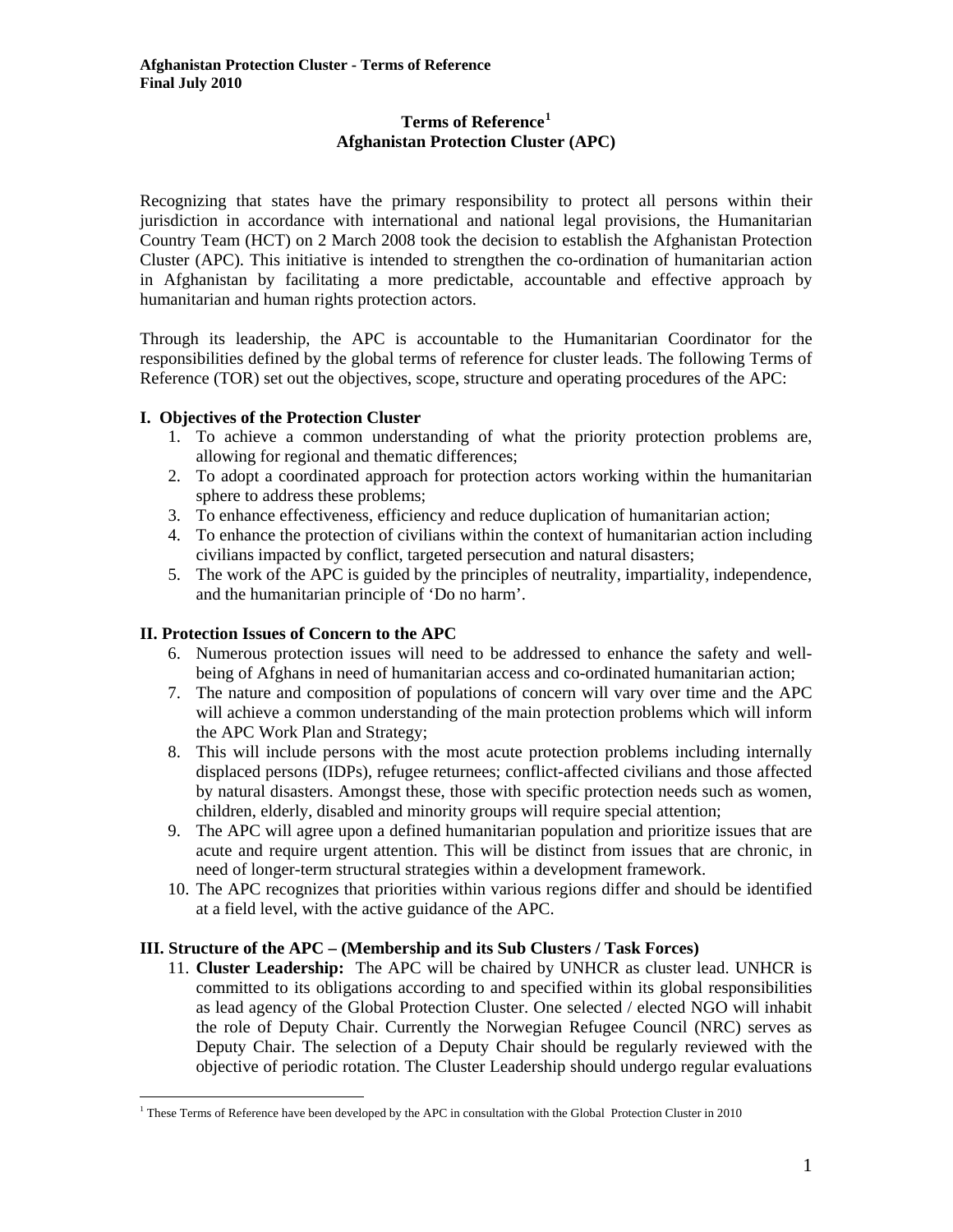**Afghanistan Protection Cluster - Terms of Reference**
**Final July 2010**

# Terms of Reference[1]
# Afghanistan Protection Cluster (APC)

Recognizing that states have the primary responsibility to protect all persons within their jurisdiction in accordance with international and national legal provisions, the Humanitarian Country Team (HCT) on 2 March 2008 took the decision to establish the Afghanistan Protection Cluster (APC). This initiative is intended to strengthen the co-ordination of humanitarian action in Afghanistan by facilitating a more predictable, accountable and effective approach by humanitarian and human rights protection actors.

Through its leadership, the APC is accountable to the Humanitarian Coordinator for the responsibilities defined by the global terms of reference for cluster leads. The following Terms of Reference (TOR) set out the objectives, scope, structure and operating procedures of the APC:

## I. Objectives of the Protection Cluster

1. To achieve a common understanding of what the priority protection problems are, allowing for regional and thematic differences;
2. To adopt a coordinated approach for protection actors working within the humanitarian sphere to address these problems;
3. To enhance effectiveness, efficiency and reduce duplication of humanitarian action;
4. To enhance the protection of civilians within the context of humanitarian action including civilians impacted by conflict, targeted persecution and natural disasters;
5. The work of the APC is guided by the principles of neutrality, impartiality, independence, and the humanitarian principle of 'Do no harm'.

## II. Protection Issues of Concern to the APC

6. Numerous protection issues will need to be addressed to enhance the safety and well-being of Afghans in need of humanitarian access and co-ordinated humanitarian action;
7. The nature and composition of populations of concern will vary over time and the APC will achieve a common understanding of the main protection problems which will inform the APC Work Plan and Strategy;
8. This will include persons with the most acute protection problems including internally displaced persons (IDPs), refugee returnees; conflict-affected civilians and those affected by natural disasters. Amongst these, those with specific protection needs such as women, children, elderly, disabled and minority groups will require special attention;
9. The APC will agree upon a defined humanitarian population and prioritize issues that are acute and require urgent attention. This will be distinct from issues that are chronic, in need of longer-term structural strategies within a development framework.
10. The APC recognizes that priorities within various regions differ and should be identified at a field level, with the active guidance of the APC.

## III. Structure of the APC – (Membership and its Sub Clusters / Task Forces)

11. **Cluster Leadership:** The APC will be chaired by UNHCR as cluster lead. UNHCR is committed to its obligations according to and specified within its global responsibilities as lead agency of the Global Protection Cluster. One selected / elected NGO will inhabit the role of Deputy Chair. Currently the Norwegian Refugee Council (NRC) serves as Deputy Chair. The selection of a Deputy Chair should be regularly reviewed with the objective of periodic rotation. The Cluster Leadership should undergo regular evaluations

[1] These Terms of Reference have been developed by the APC in consultation with the Global Protection Cluster in 2010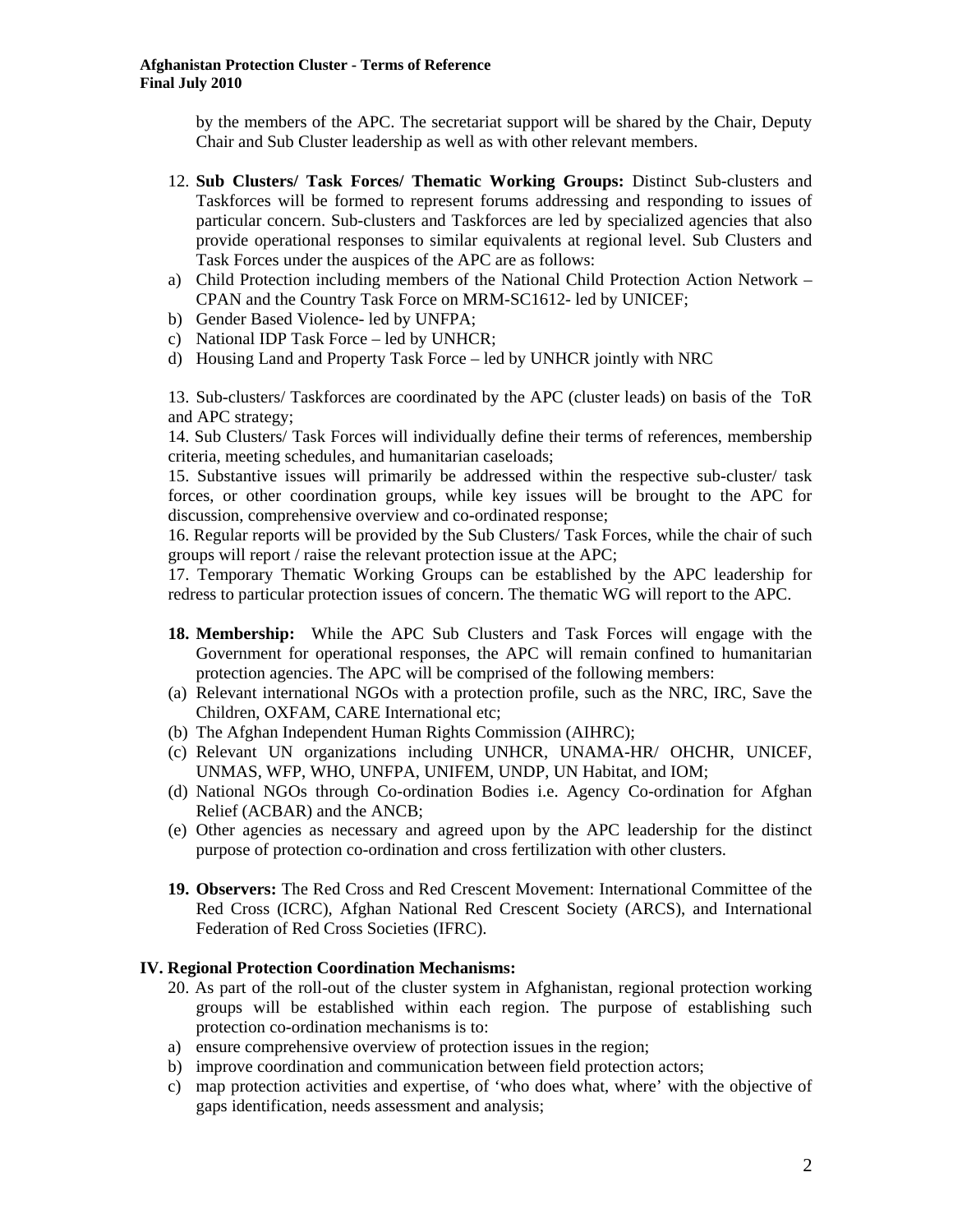by the members of the APC. The secretariat support will be shared by the Chair, Deputy Chair and Sub Cluster leadership as well as with other relevant members.

12. **Sub Clusters/ Task Forces/ Thematic Working Groups:** Distinct Sub-clusters and Taskforces will be formed to represent forums addressing and responding to issues of particular concern. Sub-clusters and Taskforces are led by specialized agencies that also provide operational responses to similar equivalents at regional level. Sub Clusters and Task Forces under the auspices of the APC are as follows:

a) Child Protection including members of the National Child Protection Action Network – CPAN and the Country Task Force on MRM-SC1612- led by UNICEF;
b) Gender Based Violence- led by UNFPA;
c) National IDP Task Force – led by UNHCR;
d) Housing Land and Property Task Force – led by UNHCR jointly with NRC

13. Sub-clusters/ Taskforces are coordinated by the APC (cluster leads) on basis of the ToR and APC strategy;

14. Sub Clusters/ Task Forces will individually define their terms of references, membership criteria, meeting schedules, and humanitarian caseloads;

15. Substantive issues will primarily be addressed within the respective sub-cluster/ task forces, or other coordination groups, while key issues will be brought to the APC for discussion, comprehensive overview and co-ordinated response;

16. Regular reports will be provided by the Sub Clusters/ Task Forces, while the chair of such groups will report / raise the relevant protection issue at the APC;

17. Temporary Thematic Working Groups can be established by the APC leadership for redress to particular protection issues of concern. The thematic WG will report to the APC.

18. **Membership:** While the APC Sub Clusters and Task Forces will engage with the Government for operational responses, the APC will remain confined to humanitarian protection agencies. The APC will be comprised of the following members:

(a) Relevant international NGOs with a protection profile, such as the NRC, IRC, Save the Children, OXFAM, CARE International etc;
(b) The Afghan Independent Human Rights Commission (AIHRC);
(c) Relevant UN organizations including UNHCR, UNAMA-HR/ OHCHR, UNICEF, UNMAS, WFP, WHO, UNFPA, UNIFEM, UNDP, UN Habitat, and IOM;
(d) National NGOs through Co-ordination Bodies i.e. Agency Co-ordination for Afghan Relief (ACBAR) and the ANCB;
(e) Other agencies as necessary and agreed upon by the APC leadership for the distinct purpose of protection co-ordination and cross fertilization with other clusters.

19. **Observers:** The Red Cross and Red Crescent Movement: International Committee of the Red Cross (ICRC), Afghan National Red Crescent Society (ARCS), and International Federation of Red Cross Societies (IFRC).

## IV. Regional Protection Coordination Mechanisms:

20. As part of the roll-out of the cluster system in Afghanistan, regional protection working groups will be established within each region. The purpose of establishing such protection co-ordination mechanisms is to:

a) ensure comprehensive overview of protection issues in the region;
b) improve coordination and communication between field protection actors;
c) map protection activities and expertise, of 'who does what, where' with the objective of gaps identification, needs assessment and analysis;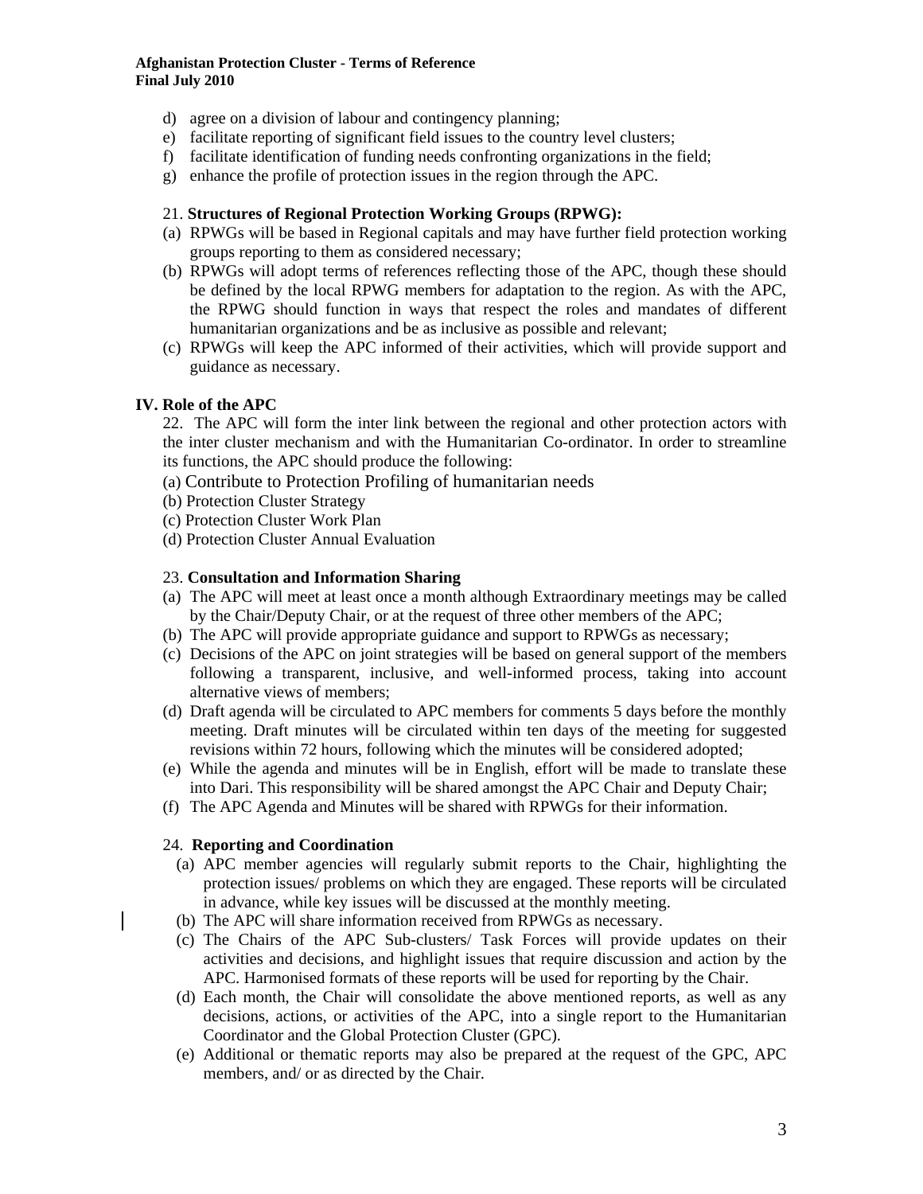d) agree on a division of labour and contingency planning;
e) facilitate reporting of significant field issues to the country level clusters;
f) facilitate identification of funding needs confronting organizations in the field;
g) enhance the profile of protection issues in the region through the APC.

21. **Structures of Regional Protection Working Groups (RPWG):**

(a) RPWGs will be based in Regional capitals and may have further field protection working groups reporting to them as considered necessary;
(b) RPWGs will adopt terms of references reflecting those of the APC, though these should be defined by the local RPWG members for adaptation to the region. As with the APC, the RPWG should function in ways that respect the roles and mandates of different humanitarian organizations and be as inclusive as possible and relevant;
(c) RPWGs will keep the APC informed of their activities, which will provide support and guidance as necessary.

## IV. Role of the APC

22. The APC will form the inter link between the regional and other protection actors with the inter cluster mechanism and with the Humanitarian Co-ordinator. In order to streamline its functions, the APC should produce the following:

(a) Contribute to Protection Profiling of humanitarian needs
(b) Protection Cluster Strategy
(c) Protection Cluster Work Plan
(d) Protection Cluster Annual Evaluation

23. **Consultation and Information Sharing**

(a) The APC will meet at least once a month although Extraordinary meetings may be called by the Chair/Deputy Chair, or at the request of three other members of the APC;
(b) The APC will provide appropriate guidance and support to RPWGs as necessary;
(c) Decisions of the APC on joint strategies will be based on general support of the members following a transparent, inclusive, and well-informed process, taking into account alternative views of members;
(d) Draft agenda will be circulated to APC members for comments 5 days before the monthly meeting. Draft minutes will be circulated within ten days of the meeting for suggested revisions within 72 hours, following which the minutes will be considered adopted;
(e) While the agenda and minutes will be in English, effort will be made to translate these into Dari. This responsibility will be shared amongst the APC Chair and Deputy Chair;
(f) The APC Agenda and Minutes will be shared with RPWGs for their information.

24. **Reporting and Coordination**

(a) APC member agencies will regularly submit reports to the Chair, highlighting the protection issues/ problems on which they are engaged. These reports will be circulated in advance, while key issues will be discussed at the monthly meeting.
(b) The APC will share information received from RPWGs as necessary.
(c) The Chairs of the APC Sub-clusters/ Task Forces will provide updates on their activities and decisions, and highlight issues that require discussion and action by the APC. Harmonised formats of these reports will be used for reporting by the Chair.
(d) Each month, the Chair will consolidate the above mentioned reports, as well as any decisions, actions, or activities of the APC, into a single report to the Humanitarian Coordinator and the Global Protection Cluster (GPC).
(e) Additional or thematic reports may also be prepared at the request of the GPC, APC members, and/ or as directed by the Chair.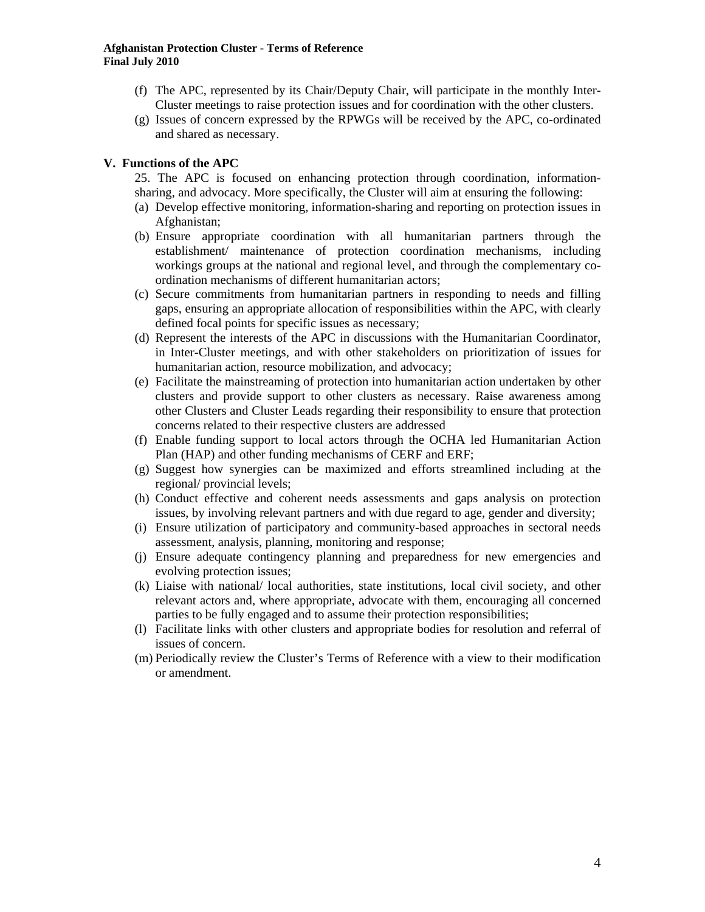(f) The APC, represented by its Chair/Deputy Chair, will participate in the monthly Inter-Cluster meetings to raise protection issues and for coordination with the other clusters.

(g) Issues of concern expressed by the RPWGs will be received by the APC, co-ordinated and shared as necessary.

## V. Functions of the APC

25. The APC is focused on enhancing protection through coordination, information-sharing, and advocacy. More specifically, the Cluster will aim at ensuring the following:

(a) Develop effective monitoring, information-sharing and reporting on protection issues in Afghanistan;

(b) Ensure appropriate coordination with all humanitarian partners through the establishment/ maintenance of protection coordination mechanisms, including workings groups at the national and regional level, and through the complementary co-ordination mechanisms of different humanitarian actors;

(c) Secure commitments from humanitarian partners in responding to needs and filling gaps, ensuring an appropriate allocation of responsibilities within the APC, with clearly defined focal points for specific issues as necessary;

(d) Represent the interests of the APC in discussions with the Humanitarian Coordinator, in Inter-Cluster meetings, and with other stakeholders on prioritization of issues for humanitarian action, resource mobilization, and advocacy;

(e) Facilitate the mainstreaming of protection into humanitarian action undertaken by other clusters and provide support to other clusters as necessary. Raise awareness among other Clusters and Cluster Leads regarding their responsibility to ensure that protection concerns related to their respective clusters are addressed

(f) Enable funding support to local actors through the OCHA led Humanitarian Action Plan (HAP) and other funding mechanisms of CERF and ERF;

(g) Suggest how synergies can be maximized and efforts streamlined including at the regional/ provincial levels;

(h) Conduct effective and coherent needs assessments and gaps analysis on protection issues, by involving relevant partners and with due regard to age, gender and diversity;

(i) Ensure utilization of participatory and community-based approaches in sectoral needs assessment, analysis, planning, monitoring and response;

(j) Ensure adequate contingency planning and preparedness for new emergencies and evolving protection issues;

(k) Liaise with national/ local authorities, state institutions, local civil society, and other relevant actors and, where appropriate, advocate with them, encouraging all concerned parties to be fully engaged and to assume their protection responsibilities;

(l) Facilitate links with other clusters and appropriate bodies for resolution and referral of issues of concern.

(m) Periodically review the Cluster's Terms of Reference with a view to their modification or amendment.